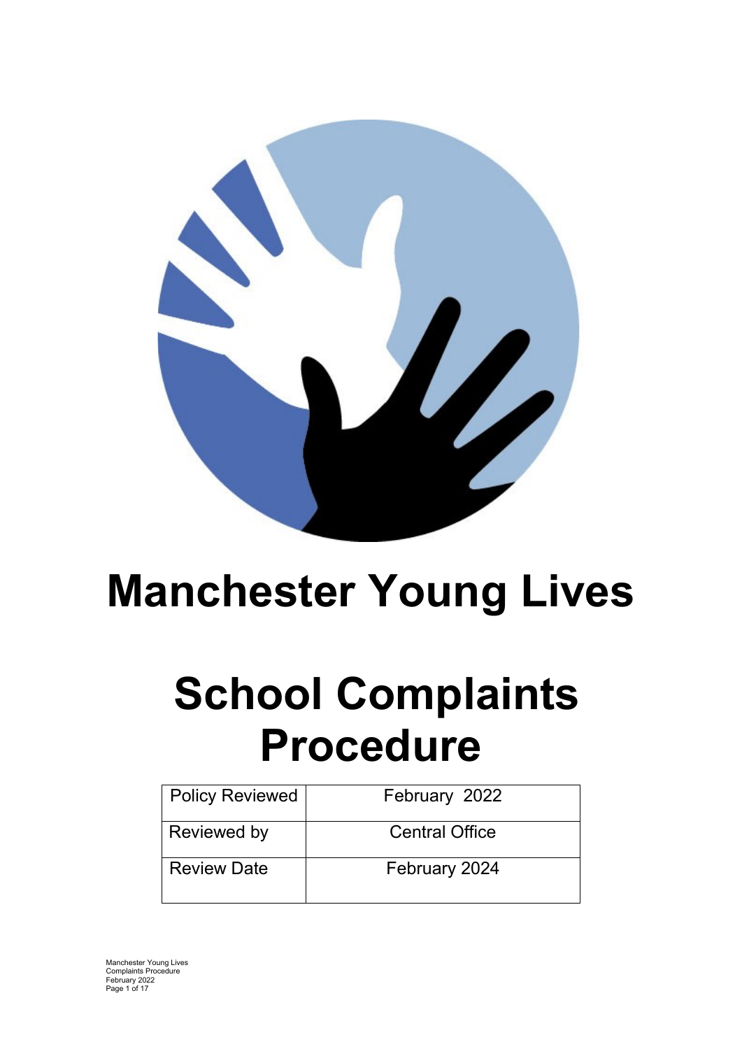# Manchester Young Lives

# School Complaints Procedure

| Policy Reviewed | February 2022 |
|---|---|
| Reviewed by | Central Office |
| Review Date | February 2024 |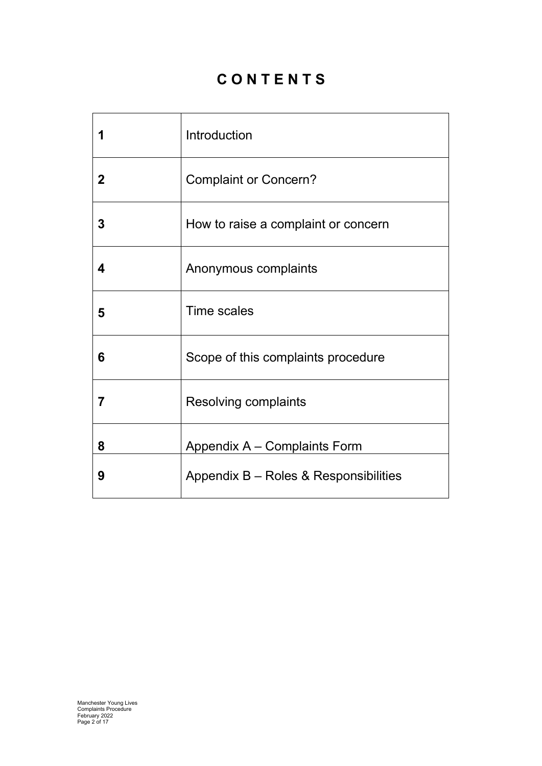# CONTENTS

| | |
|---|---|
| **1** | Introduction |
| **2** | Complaint or Concern? |
| **3** | How to raise a complaint or concern |
| **4** | Anonymous complaints |
| **5** | Time scales |
| **6** | Scope of this complaints procedure |
| **7** | Resolving complaints |
| **8** | Appendix A – Complaints Form |
| **9** | Appendix B – Roles & Responsibilities |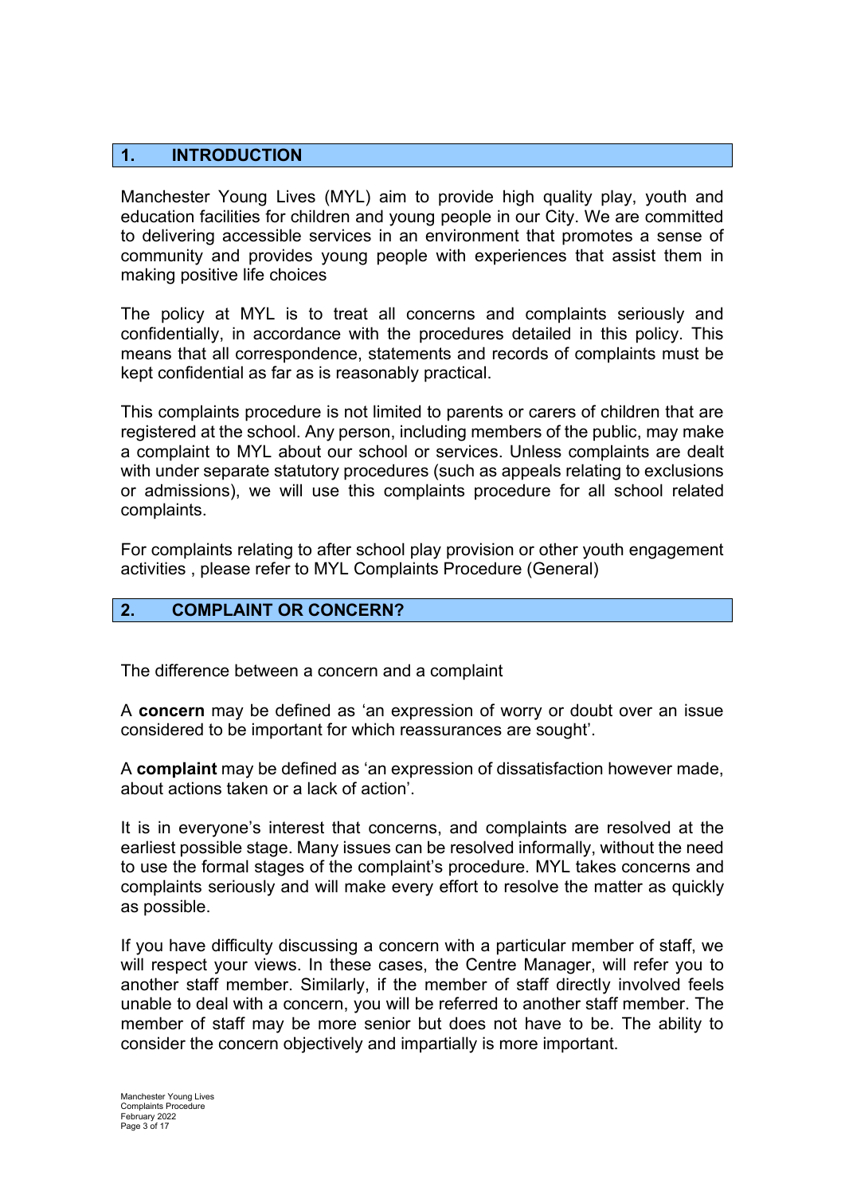## 1. INTRODUCTION

Manchester Young Lives (MYL) aim to provide high quality play, youth and education facilities for children and young people in our City. We are committed to delivering accessible services in an environment that promotes a sense of community and provides young people with experiences that assist them in making positive life choices

The policy at MYL is to treat all concerns and complaints seriously and confidentially, in accordance with the procedures detailed in this policy. This means that all correspondence, statements and records of complaints must be kept confidential as far as is reasonably practical.

This complaints procedure is not limited to parents or carers of children that are registered at the school. Any person, including members of the public, may make a complaint to MYL about our school or services. Unless complaints are dealt with under separate statutory procedures (such as appeals relating to exclusions or admissions), we will use this complaints procedure for all school related complaints.

For complaints relating to after school play provision or other youth engagement activities , please refer to MYL Complaints Procedure (General)

## 2. COMPLAINT OR CONCERN?

The difference between a concern and a complaint

A **concern** may be defined as 'an expression of worry or doubt over an issue considered to be important for which reassurances are sought'.

A **complaint** may be defined as 'an expression of dissatisfaction however made, about actions taken or a lack of action'.

It is in everyone's interest that concerns, and complaints are resolved at the earliest possible stage. Many issues can be resolved informally, without the need to use the formal stages of the complaint's procedure. MYL takes concerns and complaints seriously and will make every effort to resolve the matter as quickly as possible.

If you have difficulty discussing a concern with a particular member of staff, we will respect your views. In these cases, the Centre Manager, will refer you to another staff member. Similarly, if the member of staff directly involved feels unable to deal with a concern, you will be referred to another staff member. The member of staff may be more senior but does not have to be. The ability to consider the concern objectively and impartially is more important.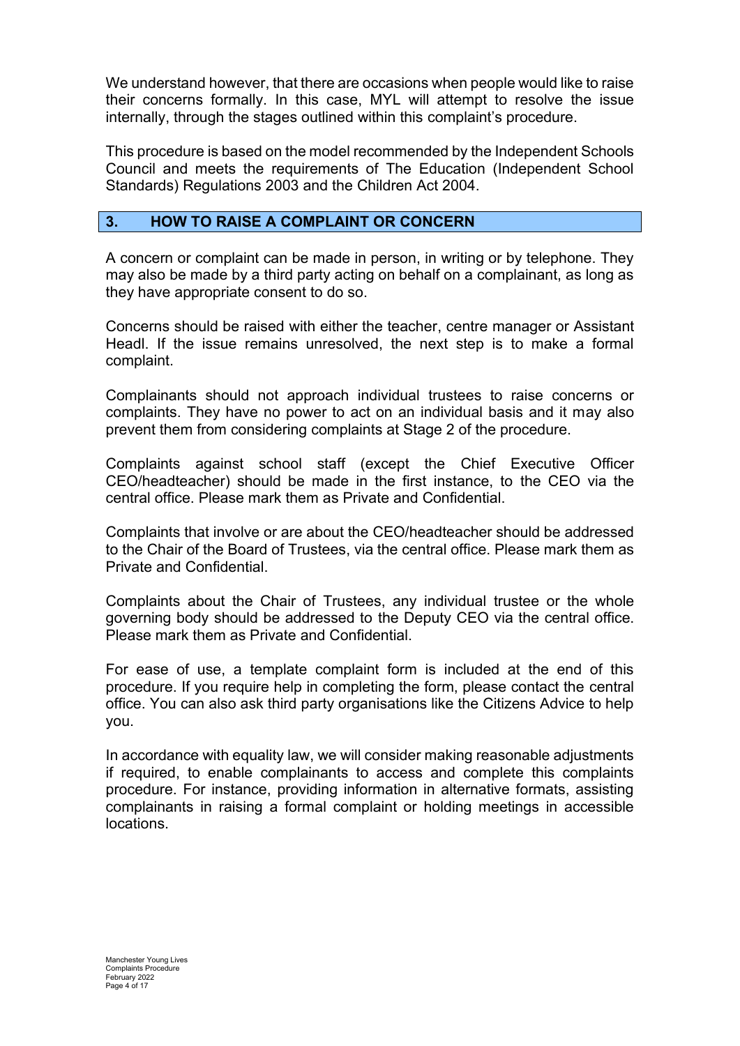We understand however, that there are occasions when people would like to raise their concerns formally. In this case, MYL will attempt to resolve the issue internally, through the stages outlined within this complaint's procedure.

This procedure is based on the model recommended by the Independent Schools Council and meets the requirements of The Education (Independent School Standards) Regulations 2003 and the Children Act 2004.

## 3. HOW TO RAISE A COMPLAINT OR CONCERN

A concern or complaint can be made in person, in writing or by telephone. They may also be made by a third party acting on behalf on a complainant, as long as they have appropriate consent to do so.

Concerns should be raised with either the teacher, centre manager or Assistant Headl. If the issue remains unresolved, the next step is to make a formal complaint.

Complainants should not approach individual trustees to raise concerns or complaints. They have no power to act on an individual basis and it may also prevent them from considering complaints at Stage 2 of the procedure.

Complaints against school staff (except the Chief Executive Officer CEO/headteacher) should be made in the first instance, to the CEO via the central office. Please mark them as Private and Confidential.

Complaints that involve or are about the CEO/headteacher should be addressed to the Chair of the Board of Trustees, via the central office. Please mark them as Private and Confidential.

Complaints about the Chair of Trustees, any individual trustee or the whole governing body should be addressed to the Deputy CEO via the central office. Please mark them as Private and Confidential.

For ease of use, a template complaint form is included at the end of this procedure. If you require help in completing the form, please contact the central office. You can also ask third party organisations like the Citizens Advice to help you.

In accordance with equality law, we will consider making reasonable adjustments if required, to enable complainants to access and complete this complaints procedure. For instance, providing information in alternative formats, assisting complainants in raising a formal complaint or holding meetings in accessible locations.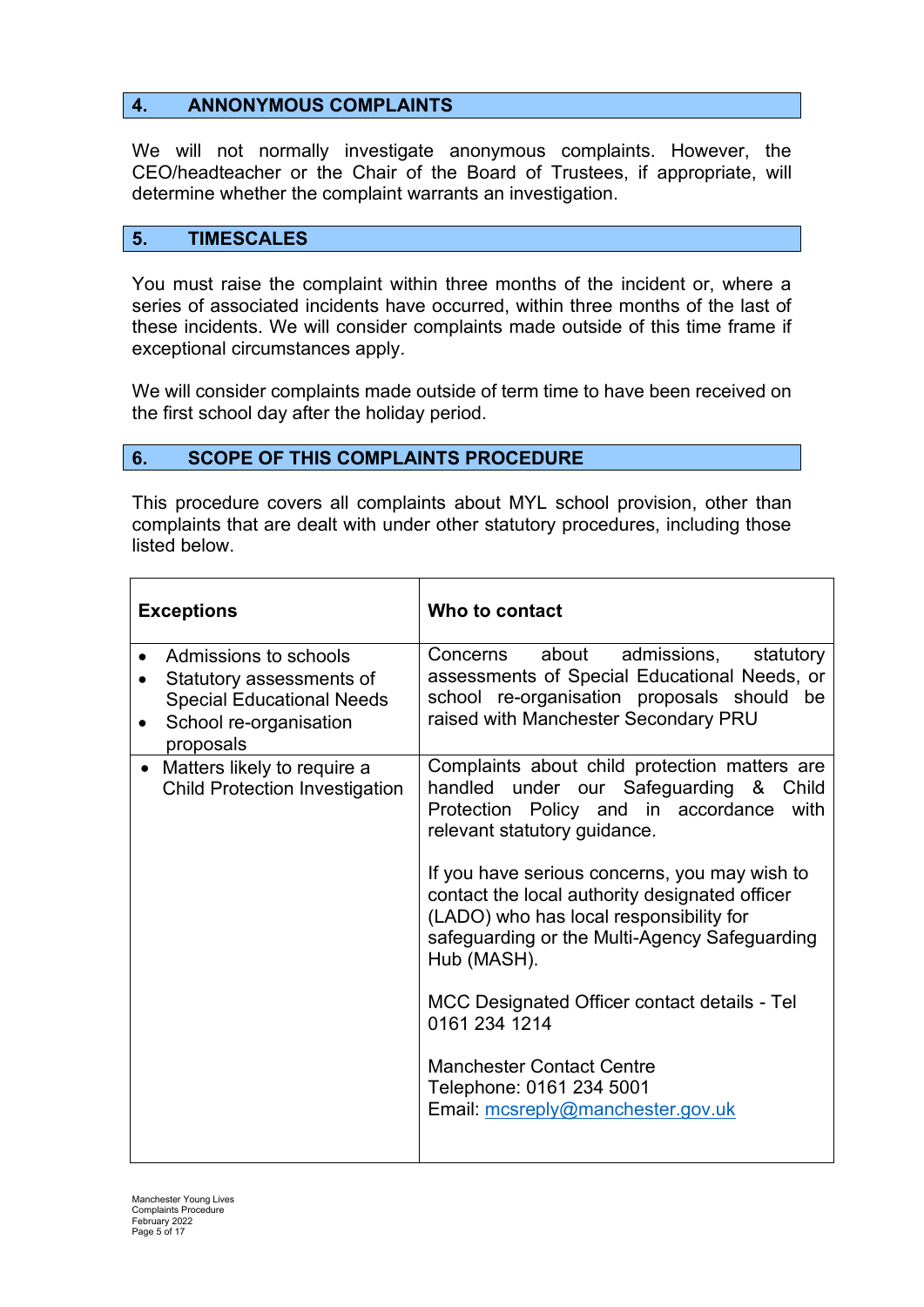## 4. ANNONYMOUS COMPLAINTS

We will not normally investigate anonymous complaints. However, the CEO/headteacher or the Chair of the Board of Trustees, if appropriate, will determine whether the complaint warrants an investigation.

## 5. TIMESCALES

You must raise the complaint within three months of the incident or, where a series of associated incidents have occurred, within three months of the last of these incidents. We will consider complaints made outside of this time frame if exceptional circumstances apply.

We will consider complaints made outside of term time to have been received on the first school day after the holiday period.

## 6. SCOPE OF THIS COMPLAINTS PROCEDURE

This procedure covers all complaints about MYL school provision, other than complaints that are dealt with under other statutory procedures, including those listed below.

| Exceptions | Who to contact |
|---|---|
| • Admissions to schools<br>• Statutory assessments of Special Educational Needs<br>• School re-organisation proposals | Concerns about admissions, statutory assessments of Special Educational Needs, or school re-organisation proposals should be raised with Manchester Secondary PRU |
| • Matters likely to require a Child Protection Investigation | Complaints about child protection matters are handled under our Safeguarding & Child Protection Policy and in accordance with relevant statutory guidance.<br><br>If you have serious concerns, you may wish to contact the local authority designated officer (LADO) who has local responsibility for safeguarding or the Multi-Agency Safeguarding Hub (MASH).<br><br>MCC Designated Officer contact details - Tel 0161 234 1214<br><br>Manchester Contact Centre<br>Telephone: 0161 234 5001<br>Email: mcsreply@manchester.gov.uk |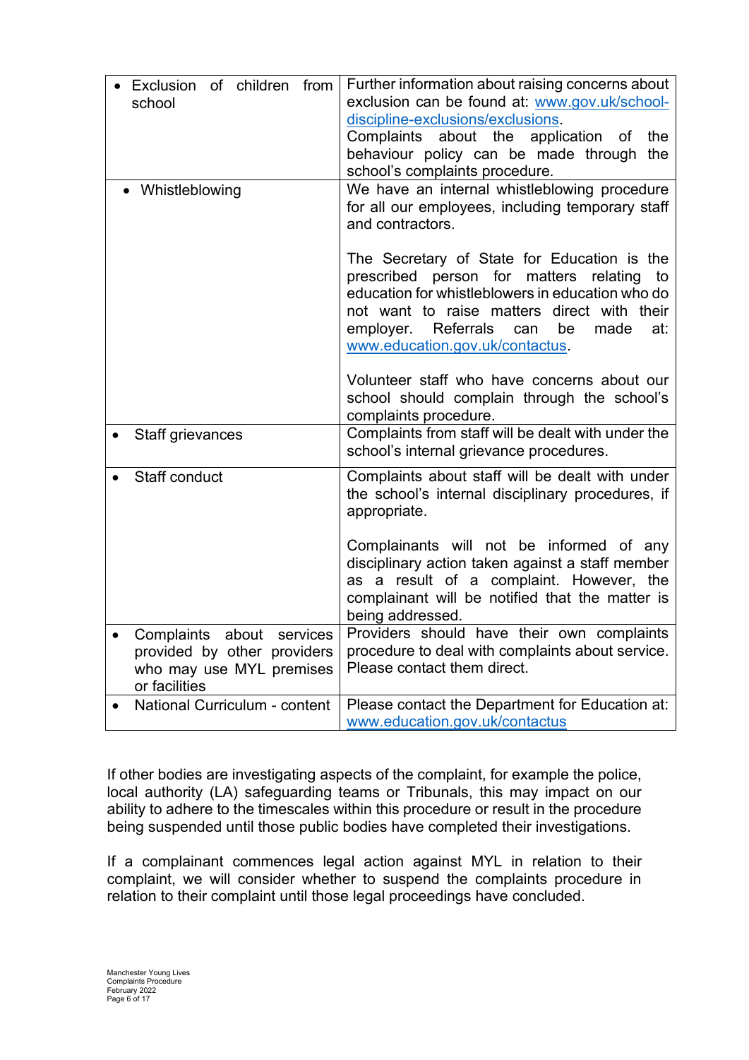| | |
|---|---|
| • Exclusion of children from school | Further information about raising concerns about exclusion can be found at: www.gov.uk/school-discipline-exclusions/exclusions. Complaints about the application of the behaviour policy can be made through the school's complaints procedure. |
| • Whistleblowing | We have an internal whistleblowing procedure for all our employees, including temporary staff and contractors.<br><br>The Secretary of State for Education is the prescribed person for matters relating to education for whistleblowers in education who do not want to raise matters direct with their employer. Referrals can be made at: www.education.gov.uk/contactus.<br><br>Volunteer staff who have concerns about our school should complain through the school's complaints procedure. |
| • Staff grievances | Complaints from staff will be dealt with under the school's internal grievance procedures. |
| • Staff conduct | Complaints about staff will be dealt with under the school's internal disciplinary procedures, if appropriate.<br><br>Complainants will not be informed of any disciplinary action taken against a staff member as a result of a complaint. However, the complainant will be notified that the matter is being addressed. |
| • Complaints about services provided by other providers who may use MYL premises or facilities | Providers should have their own complaints procedure to deal with complaints about service. Please contact them direct. |
| • National Curriculum - content | Please contact the Department for Education at: www.education.gov.uk/contactus |

If other bodies are investigating aspects of the complaint, for example the police, local authority (LA) safeguarding teams or Tribunals, this may impact on our ability to adhere to the timescales within this procedure or result in the procedure being suspended until those public bodies have completed their investigations.

If a complainant commences legal action against MYL in relation to their complaint, we will consider whether to suspend the complaints procedure in relation to their complaint until those legal proceedings have concluded.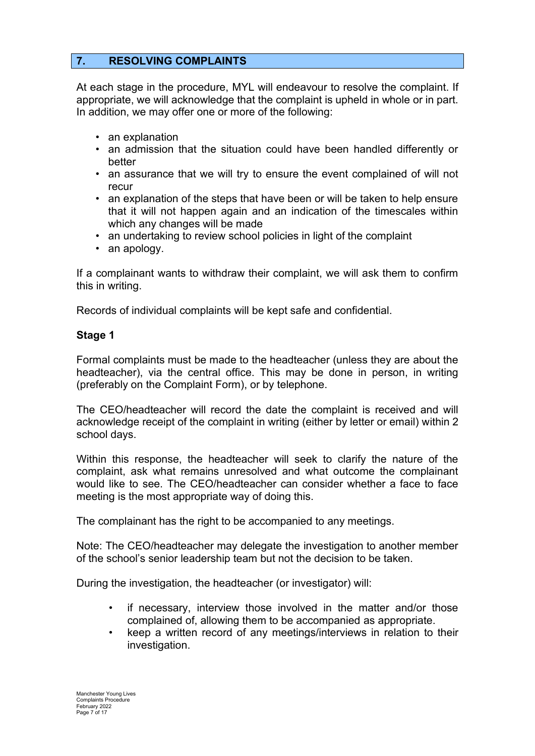## 7. RESOLVING COMPLAINTS

At each stage in the procedure, MYL will endeavour to resolve the complaint. If appropriate, we will acknowledge that the complaint is upheld in whole or in part. In addition, we may offer one or more of the following:

- an explanation
- an admission that the situation could have been handled differently or better
- an assurance that we will try to ensure the event complained of will not recur
- an explanation of the steps that have been or will be taken to help ensure that it will not happen again and an indication of the timescales within which any changes will be made
- an undertaking to review school policies in light of the complaint
- an apology.

If a complainant wants to withdraw their complaint, we will ask them to confirm this in writing.

Records of individual complaints will be kept safe and confidential.

**Stage 1**

Formal complaints must be made to the headteacher (unless they are about the headteacher), via the central office. This may be done in person, in writing (preferably on the Complaint Form), or by telephone.

The CEO/headteacher will record the date the complaint is received and will acknowledge receipt of the complaint in writing (either by letter or email) within 2 school days.

Within this response, the headteacher will seek to clarify the nature of the complaint, ask what remains unresolved and what outcome the complainant would like to see. The CEO/headteacher can consider whether a face to face meeting is the most appropriate way of doing this.

The complainant has the right to be accompanied to any meetings.

Note: The CEO/headteacher may delegate the investigation to another member of the school's senior leadership team but not the decision to be taken.

During the investigation, the headteacher (or investigator) will:

- if necessary, interview those involved in the matter and/or those complained of, allowing them to be accompanied as appropriate.
- keep a written record of any meetings/interviews in relation to their investigation.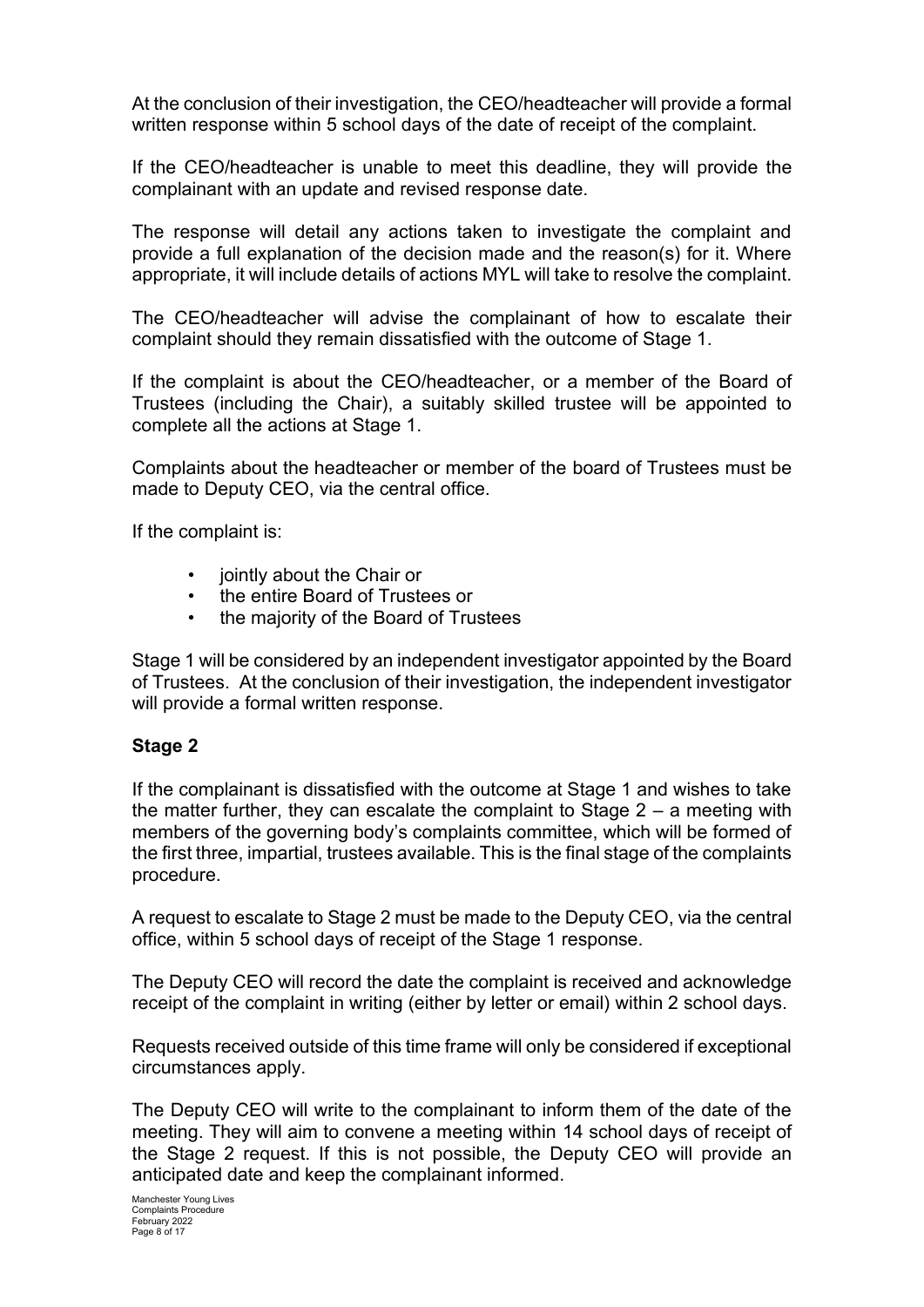At the conclusion of their investigation, the CEO/headteacher will provide a formal written response within 5 school days of the date of receipt of the complaint.

If the CEO/headteacher is unable to meet this deadline, they will provide the complainant with an update and revised response date.

The response will detail any actions taken to investigate the complaint and provide a full explanation of the decision made and the reason(s) for it. Where appropriate, it will include details of actions MYL will take to resolve the complaint.

The CEO/headteacher will advise the complainant of how to escalate their complaint should they remain dissatisfied with the outcome of Stage 1.

If the complaint is about the CEO/headteacher, or a member of the Board of Trustees (including the Chair), a suitably skilled trustee will be appointed to complete all the actions at Stage 1.

Complaints about the headteacher or member of the board of Trustees must be made to Deputy CEO, via the central office.

If the complaint is:

- jointly about the Chair or
- the entire Board of Trustees or
- the majority of the Board of Trustees

Stage 1 will be considered by an independent investigator appointed by the Board of Trustees. At the conclusion of their investigation, the independent investigator will provide a formal written response.

**Stage 2**

If the complainant is dissatisfied with the outcome at Stage 1 and wishes to take the matter further, they can escalate the complaint to Stage 2 – a meeting with members of the governing body's complaints committee, which will be formed of the first three, impartial, trustees available. This is the final stage of the complaints procedure.

A request to escalate to Stage 2 must be made to the Deputy CEO, via the central office, within 5 school days of receipt of the Stage 1 response.

The Deputy CEO will record the date the complaint is received and acknowledge receipt of the complaint in writing (either by letter or email) within 2 school days.

Requests received outside of this time frame will only be considered if exceptional circumstances apply.

The Deputy CEO will write to the complainant to inform them of the date of the meeting. They will aim to convene a meeting within 14 school days of receipt of the Stage 2 request. If this is not possible, the Deputy CEO will provide an anticipated date and keep the complainant informed.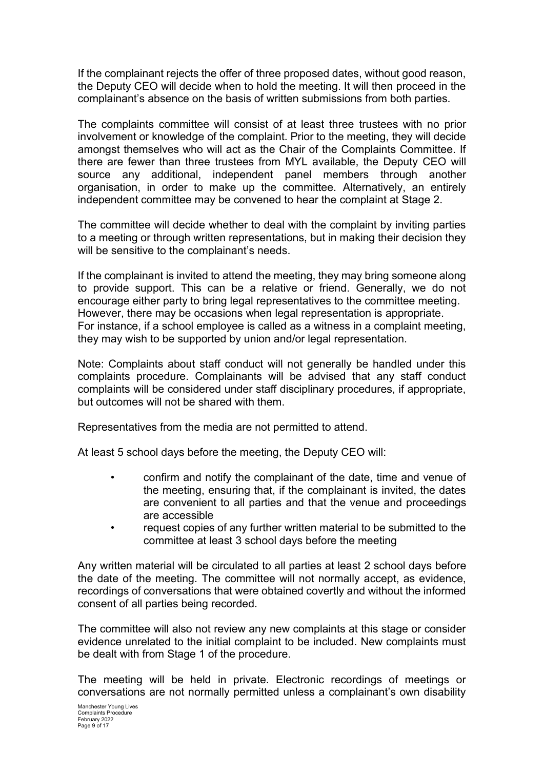If the complainant rejects the offer of three proposed dates, without good reason, the Deputy CEO will decide when to hold the meeting. It will then proceed in the complainant's absence on the basis of written submissions from both parties.

The complaints committee will consist of at least three trustees with no prior involvement or knowledge of the complaint. Prior to the meeting, they will decide amongst themselves who will act as the Chair of the Complaints Committee. If there are fewer than three trustees from MYL available, the Deputy CEO will source any additional, independent panel members through another organisation, in order to make up the committee. Alternatively, an entirely independent committee may be convened to hear the complaint at Stage 2.

The committee will decide whether to deal with the complaint by inviting parties to a meeting or through written representations, but in making their decision they will be sensitive to the complainant's needs.

If the complainant is invited to attend the meeting, they may bring someone along to provide support. This can be a relative or friend. Generally, we do not encourage either party to bring legal representatives to the committee meeting. However, there may be occasions when legal representation is appropriate. For instance, if a school employee is called as a witness in a complaint meeting, they may wish to be supported by union and/or legal representation.

Note: Complaints about staff conduct will not generally be handled under this complaints procedure. Complainants will be advised that any staff conduct complaints will be considered under staff disciplinary procedures, if appropriate, but outcomes will not be shared with them.

Representatives from the media are not permitted to attend.

At least 5 school days before the meeting, the Deputy CEO will:

- confirm and notify the complainant of the date, time and venue of the meeting, ensuring that, if the complainant is invited, the dates are convenient to all parties and that the venue and proceedings are accessible
- request copies of any further written material to be submitted to the committee at least 3 school days before the meeting

Any written material will be circulated to all parties at least 2 school days before the date of the meeting. The committee will not normally accept, as evidence, recordings of conversations that were obtained covertly and without the informed consent of all parties being recorded.

The committee will also not review any new complaints at this stage or consider evidence unrelated to the initial complaint to be included. New complaints must be dealt with from Stage 1 of the procedure.

The meeting will be held in private. Electronic recordings of meetings or conversations are not normally permitted unless a complainant's own disability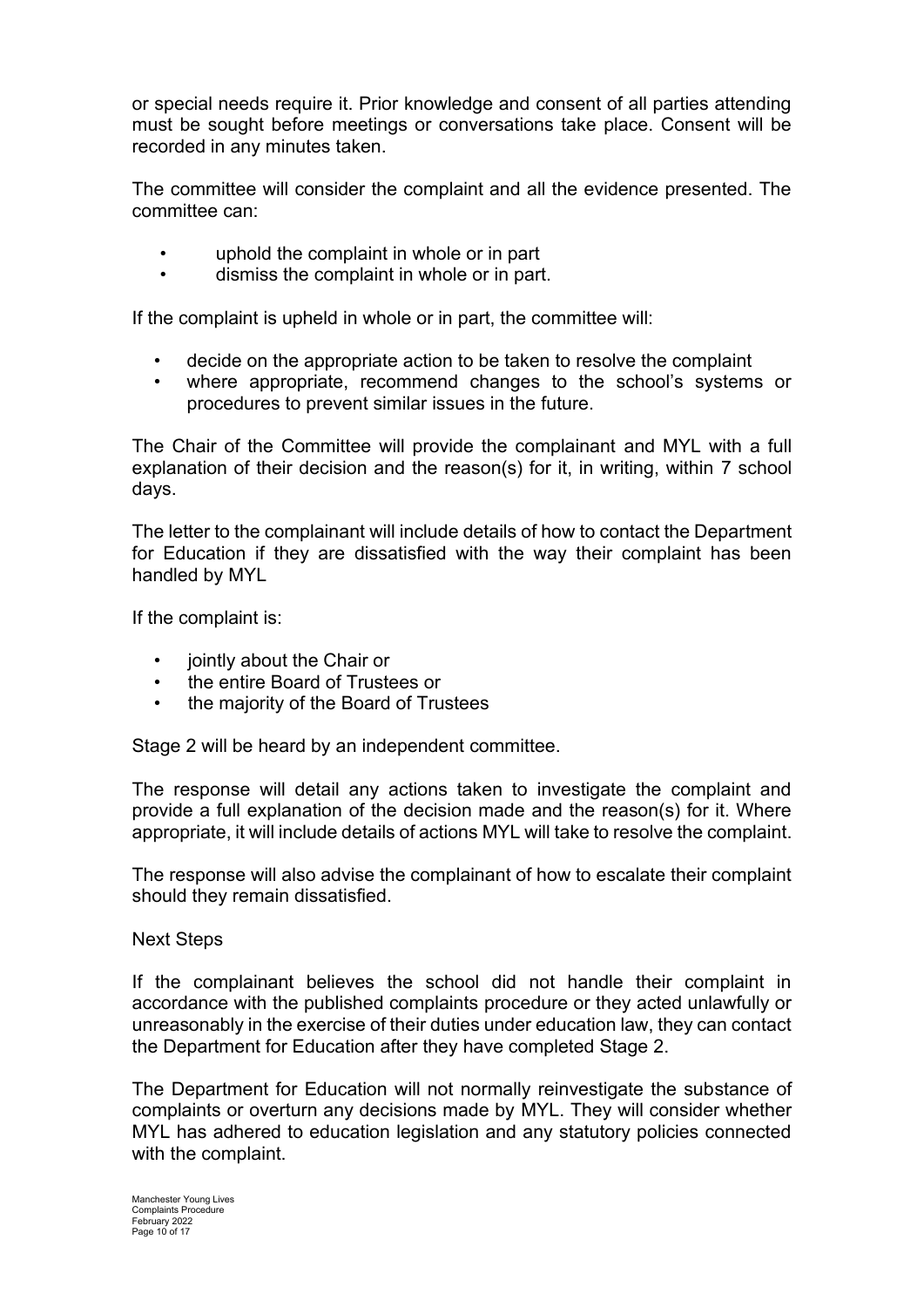or special needs require it. Prior knowledge and consent of all parties attending must be sought before meetings or conversations take place. Consent will be recorded in any minutes taken.

The committee will consider the complaint and all the evidence presented. The committee can:

- uphold the complaint in whole or in part
- dismiss the complaint in whole or in part.

If the complaint is upheld in whole or in part, the committee will:

- decide on the appropriate action to be taken to resolve the complaint
- where appropriate, recommend changes to the school's systems or procedures to prevent similar issues in the future.

The Chair of the Committee will provide the complainant and MYL with a full explanation of their decision and the reason(s) for it, in writing, within 7 school days.

The letter to the complainant will include details of how to contact the Department for Education if they are dissatisfied with the way their complaint has been handled by MYL

If the complaint is:

- jointly about the Chair or
- the entire Board of Trustees or
- the majority of the Board of Trustees

Stage 2 will be heard by an independent committee.

The response will detail any actions taken to investigate the complaint and provide a full explanation of the decision made and the reason(s) for it. Where appropriate, it will include details of actions MYL will take to resolve the complaint.

The response will also advise the complainant of how to escalate their complaint should they remain dissatisfied.

Next Steps

If the complainant believes the school did not handle their complaint in accordance with the published complaints procedure or they acted unlawfully or unreasonably in the exercise of their duties under education law, they can contact the Department for Education after they have completed Stage 2.

The Department for Education will not normally reinvestigate the substance of complaints or overturn any decisions made by MYL. They will consider whether MYL has adhered to education legislation and any statutory policies connected with the complaint.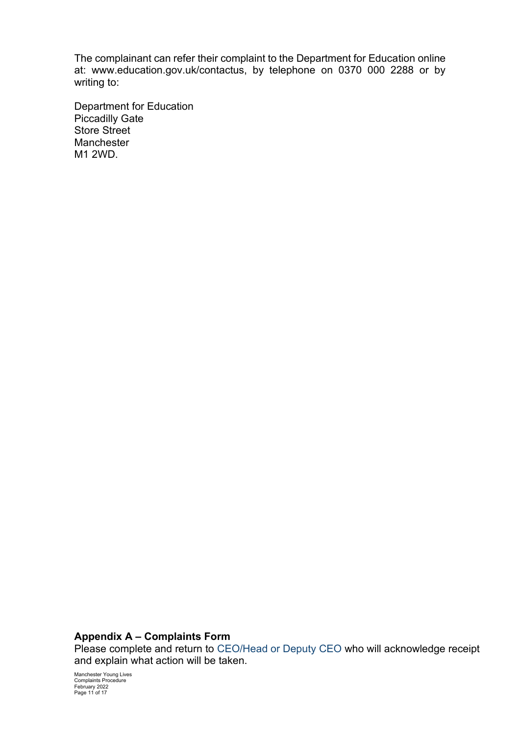The complainant can refer their complaint to the Department for Education online at: www.education.gov.uk/contactus, by telephone on 0370 000 2288 or by writing to:

Department for Education
Piccadilly Gate
Store Street
Manchester
M1 2WD.

## Appendix A – Complaints Form

Please complete and return to CEO/Head or Deputy CEO who will acknowledge receipt and explain what action will be taken.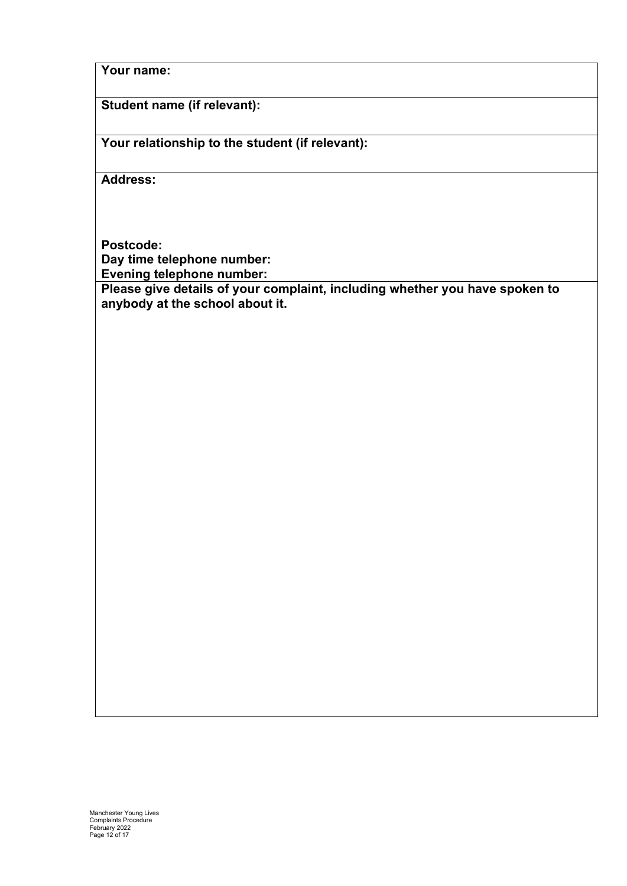| **Your name:** |
|---|
| **Student name (if relevant):** |
| **Your relationship to the student (if relevant):** |
| **Address:**<br><br><br><br>**Postcode:**<br>**Day time telephone number:**<br>**Evening telephone number:** |
| **Please give details of your complaint, including whether you have spoken to anybody at the school about it.** |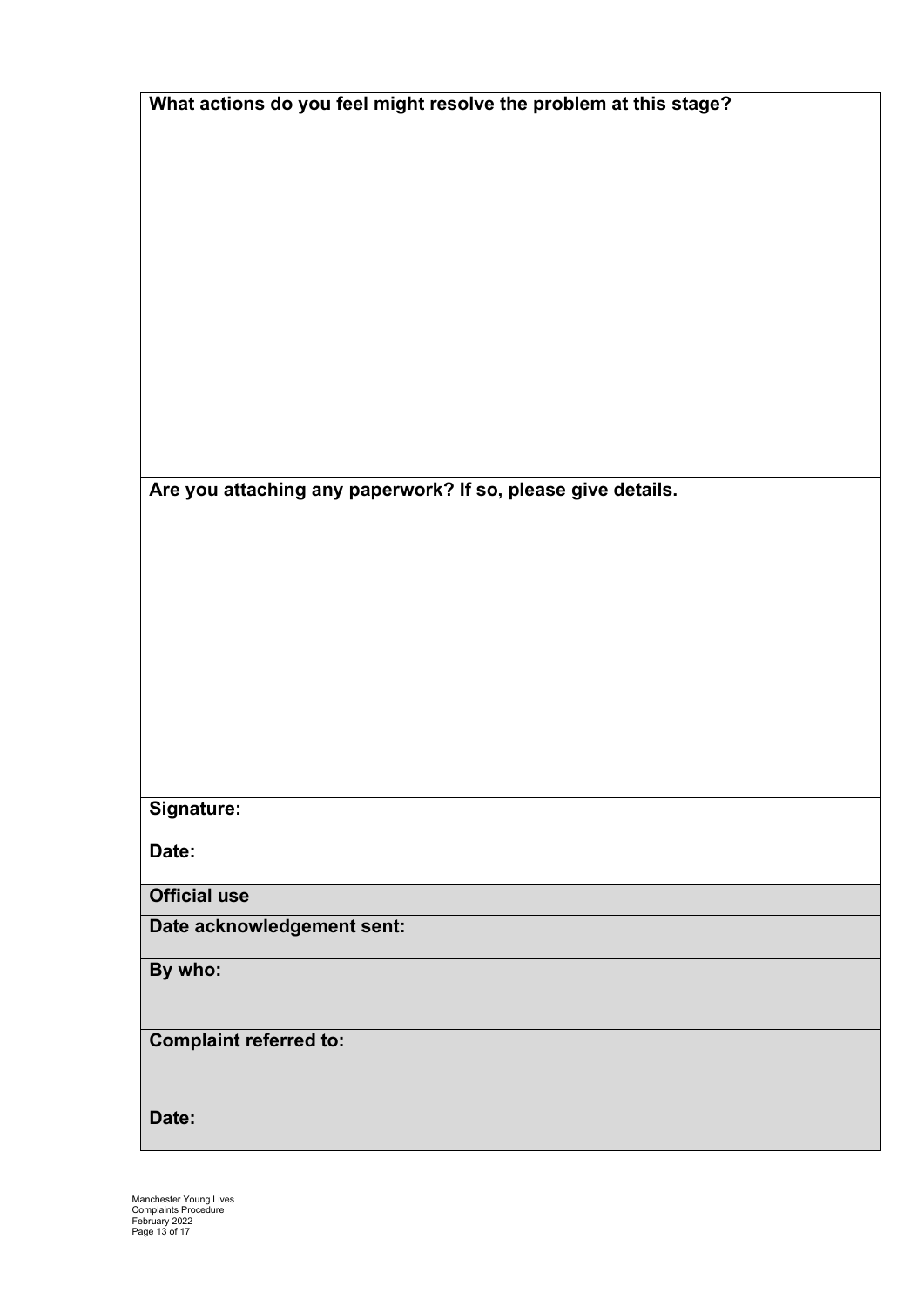**What actions do you feel might resolve the problem at this stage?**

**Are you attaching any paperwork? If so, please give details.**

**Signature:**

**Date:**

| **Official use** |
|---|
| **Date acknowledgement sent:** |
| **By who:** |
| **Complaint referred to:** |
| **Date:** |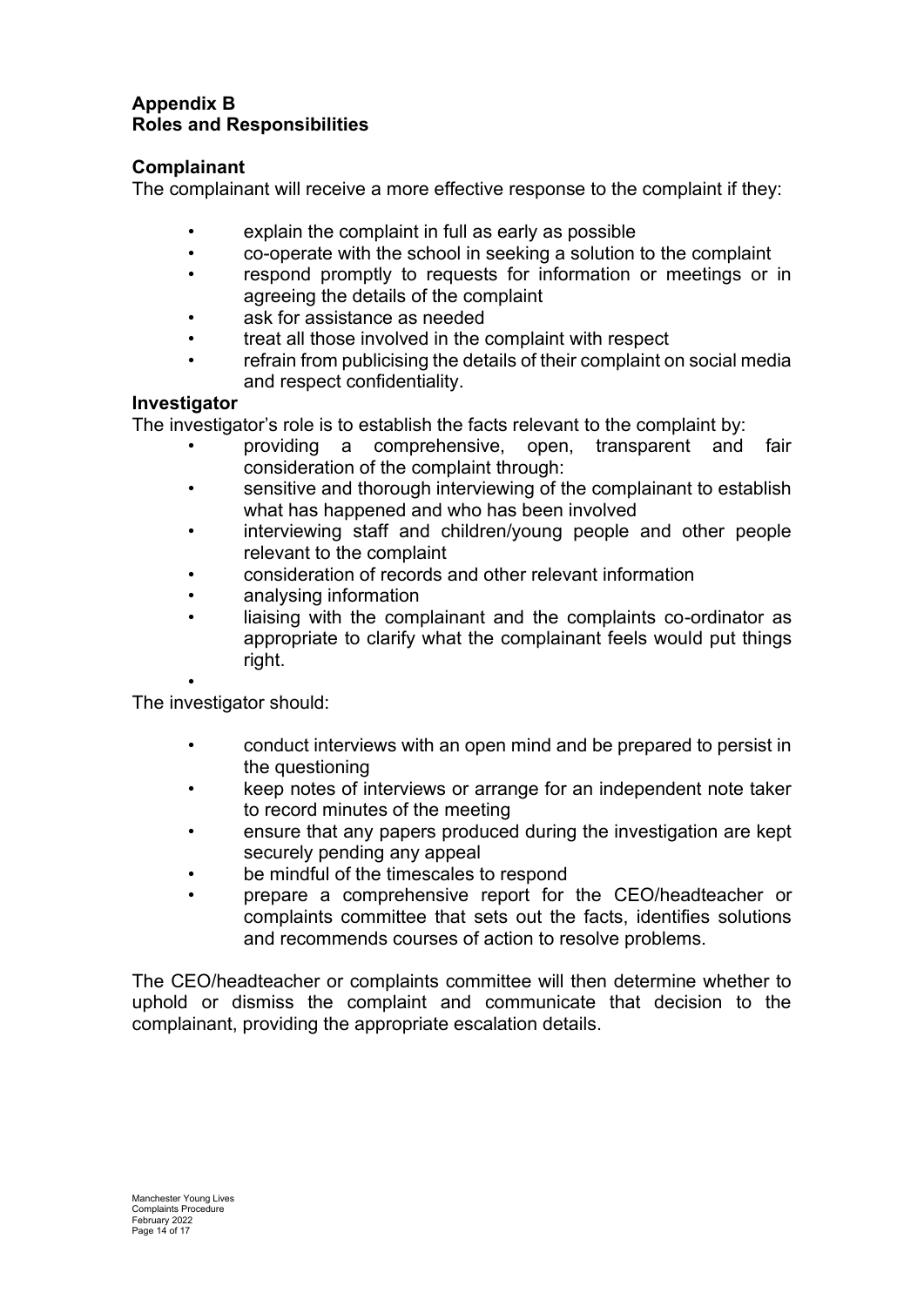## Appendix B
## Roles and Responsibilities

### Complainant

The complainant will receive a more effective response to the complaint if they:

- explain the complaint in full as early as possible
- co-operate with the school in seeking a solution to the complaint
- respond promptly to requests for information or meetings or in agreeing the details of the complaint
- ask for assistance as needed
- treat all those involved in the complaint with respect
- refrain from publicising the details of their complaint on social media and respect confidentiality.

### Investigator

The investigator's role is to establish the facts relevant to the complaint by:

- providing a comprehensive, open, transparent and fair consideration of the complaint through:
- sensitive and thorough interviewing of the complainant to establish what has happened and who has been involved
- interviewing staff and children/young people and other people relevant to the complaint
- consideration of records and other relevant information
- analysing information
- liaising with the complainant and the complaints co-ordinator as appropriate to clarify what the complainant feels would put things right.

The investigator should:

- conduct interviews with an open mind and be prepared to persist in the questioning
- keep notes of interviews or arrange for an independent note taker to record minutes of the meeting
- ensure that any papers produced during the investigation are kept securely pending any appeal
- be mindful of the timescales to respond
- prepare a comprehensive report for the CEO/headteacher or complaints committee that sets out the facts, identifies solutions and recommends courses of action to resolve problems.

The CEO/headteacher or complaints committee will then determine whether to uphold or dismiss the complaint and communicate that decision to the complainant, providing the appropriate escalation details.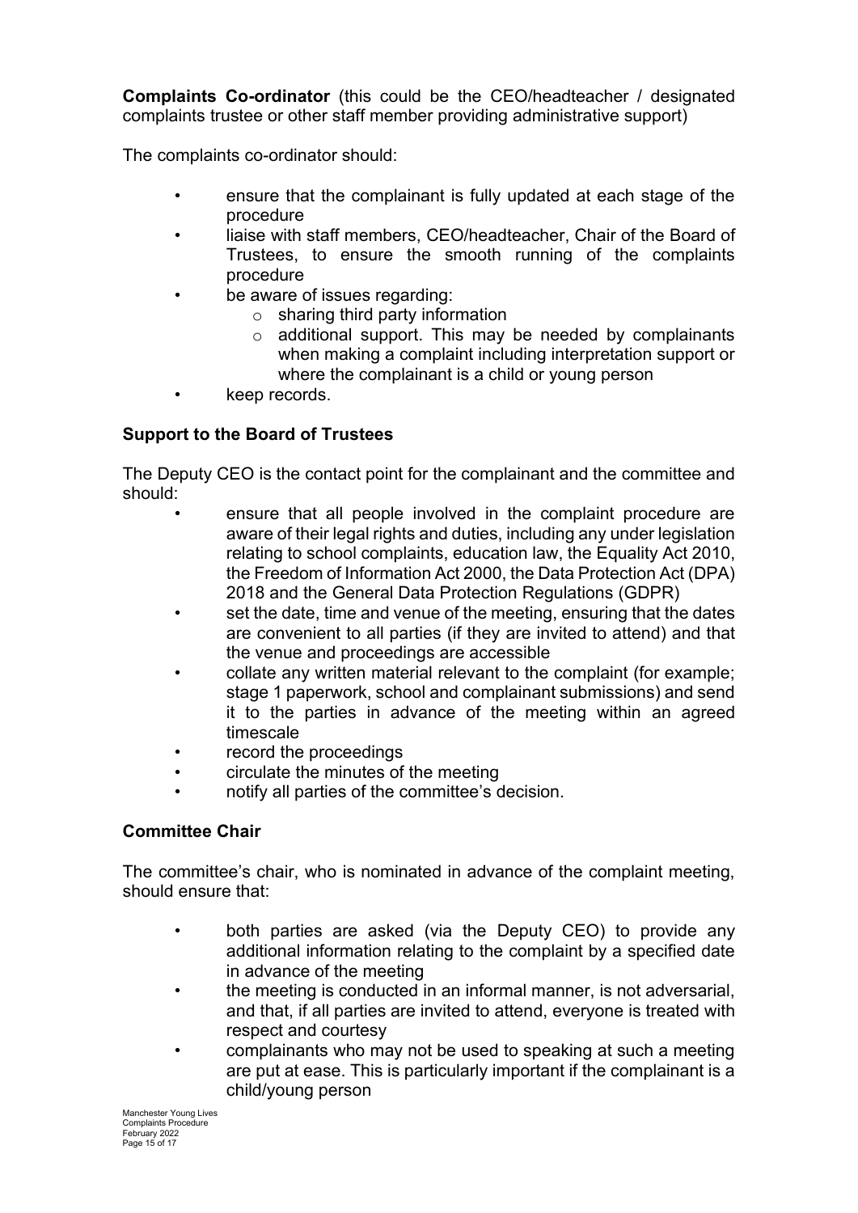**Complaints Co-ordinator** (this could be the CEO/headteacher / designated complaints trustee or other staff member providing administrative support)

The complaints co-ordinator should:

- ensure that the complainant is fully updated at each stage of the procedure
- liaise with staff members, CEO/headteacher, Chair of the Board of Trustees, to ensure the smooth running of the complaints procedure
- be aware of issues regarding:
  - sharing third party information
  - additional support. This may be needed by complainants when making a complaint including interpretation support or where the complainant is a child or young person
- keep records.

**Support to the Board of Trustees**

The Deputy CEO is the contact point for the complainant and the committee and should:

- ensure that all people involved in the complaint procedure are aware of their legal rights and duties, including any under legislation relating to school complaints, education law, the Equality Act 2010, the Freedom of Information Act 2000, the Data Protection Act (DPA) 2018 and the General Data Protection Regulations (GDPR)
- set the date, time and venue of the meeting, ensuring that the dates are convenient to all parties (if they are invited to attend) and that the venue and proceedings are accessible
- collate any written material relevant to the complaint (for example; stage 1 paperwork, school and complainant submissions) and send it to the parties in advance of the meeting within an agreed timescale
- record the proceedings
- circulate the minutes of the meeting
- notify all parties of the committee's decision.

**Committee Chair**

The committee's chair, who is nominated in advance of the complaint meeting, should ensure that:

- both parties are asked (via the Deputy CEO) to provide any additional information relating to the complaint by a specified date in advance of the meeting
- the meeting is conducted in an informal manner, is not adversarial, and that, if all parties are invited to attend, everyone is treated with respect and courtesy
- complainants who may not be used to speaking at such a meeting are put at ease. This is particularly important if the complainant is a child/young person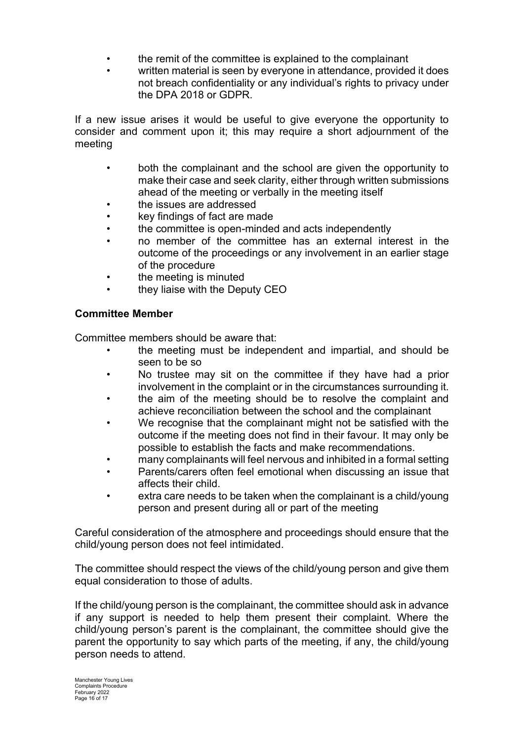- the remit of the committee is explained to the complainant
- written material is seen by everyone in attendance, provided it does not breach confidentiality or any individual's rights to privacy under the DPA 2018 or GDPR.

If a new issue arises it would be useful to give everyone the opportunity to consider and comment upon it; this may require a short adjournment of the meeting

- both the complainant and the school are given the opportunity to make their case and seek clarity, either through written submissions ahead of the meeting or verbally in the meeting itself
- the issues are addressed
- key findings of fact are made
- the committee is open-minded and acts independently
- no member of the committee has an external interest in the outcome of the proceedings or any involvement in an earlier stage of the procedure
- the meeting is minuted
- they liaise with the Deputy CEO

**Committee Member**

Committee members should be aware that:

- the meeting must be independent and impartial, and should be seen to be so
- No trustee may sit on the committee if they have had a prior involvement in the complaint or in the circumstances surrounding it.
- the aim of the meeting should be to resolve the complaint and achieve reconciliation between the school and the complainant
- We recognise that the complainant might not be satisfied with the outcome if the meeting does not find in their favour. It may only be possible to establish the facts and make recommendations.
- many complainants will feel nervous and inhibited in a formal setting
- Parents/carers often feel emotional when discussing an issue that affects their child.
- extra care needs to be taken when the complainant is a child/young person and present during all or part of the meeting

Careful consideration of the atmosphere and proceedings should ensure that the child/young person does not feel intimidated.

The committee should respect the views of the child/young person and give them equal consideration to those of adults.

If the child/young person is the complainant, the committee should ask in advance if any support is needed to help them present their complaint. Where the child/young person's parent is the complainant, the committee should give the parent the opportunity to say which parts of the meeting, if any, the child/young person needs to attend.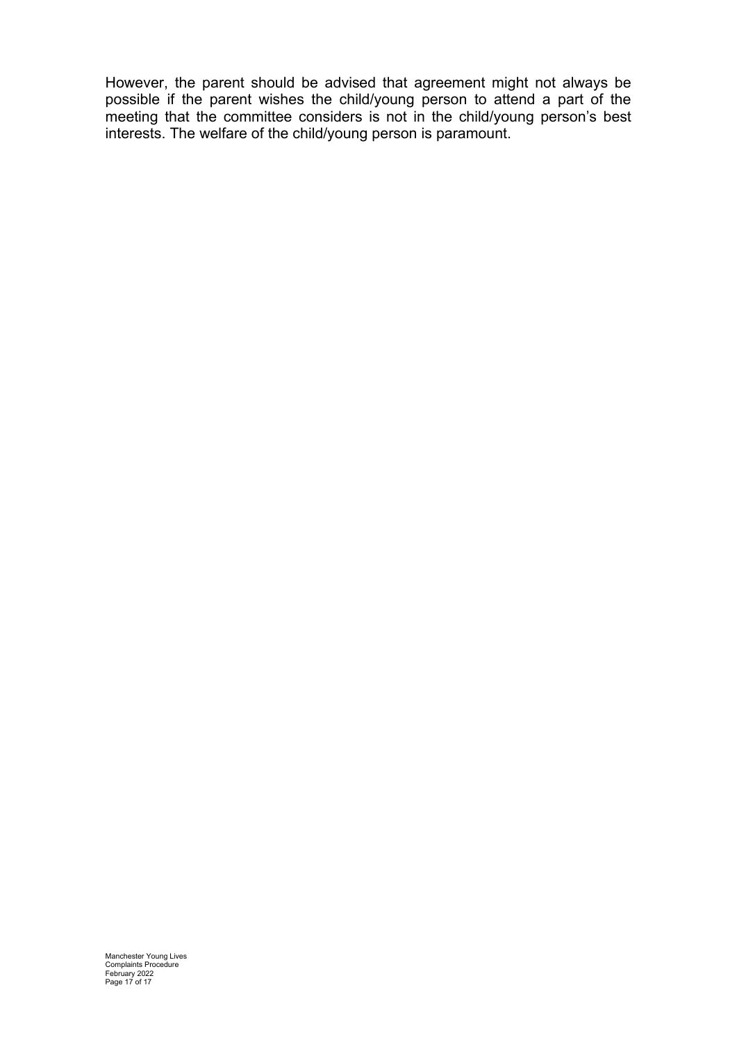However, the parent should be advised that agreement might not always be possible if the parent wishes the child/young person to attend a part of the meeting that the committee considers is not in the child/young person's best interests. The welfare of the child/young person is paramount.